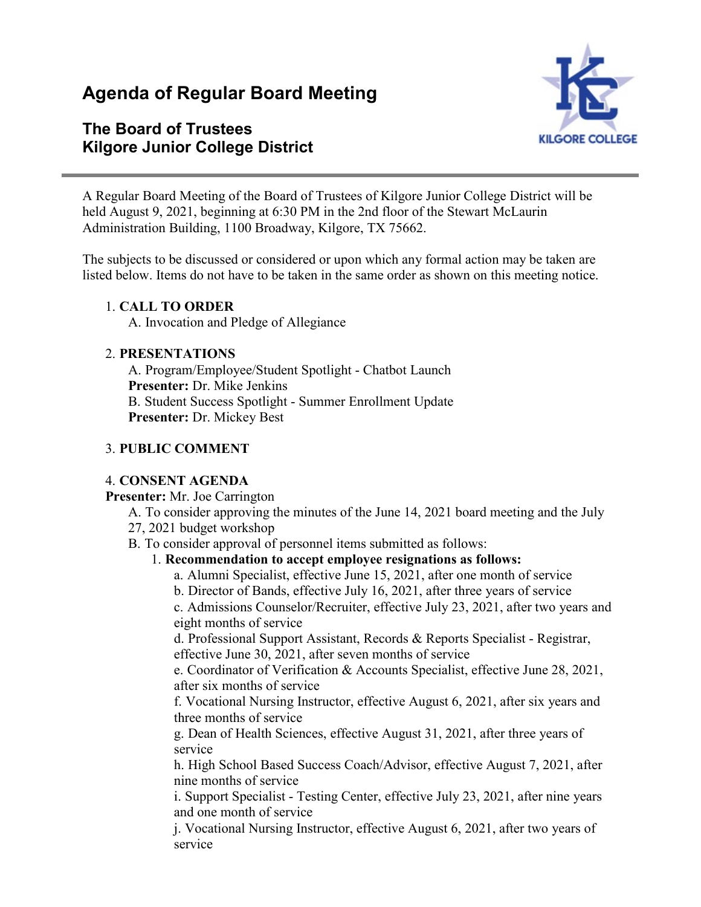# Agenda of Regular Board Meeting

## The Board of Trustees
## Kilgore Junior College District

A Regular Board Meeting of the Board of Trustees of Kilgore Junior College District will be held August 9, 2021, beginning at 6:30 PM in the 2nd floor of the Stewart McLaurin Administration Building, 1100 Broadway, Kilgore, TX 75662.

The subjects to be discussed or considered or upon which any formal action may be taken are listed below. Items do not have to be taken in the same order as shown on this meeting notice.

1. **CALL TO ORDER**
   A. Invocation and Pledge of Allegiance

2. **PRESENTATIONS**
   A. Program/Employee/Student Spotlight - Chatbot Launch
   **Presenter:** Dr. Mike Jenkins
   B. Student Success Spotlight - Summer Enrollment Update
   **Presenter:** Dr. Mickey Best

3. **PUBLIC COMMENT**

4. **CONSENT AGENDA**
   **Presenter:** Mr. Joe Carrington
   A. To consider approving the minutes of the June 14, 2021 board meeting and the July 27, 2021 budget workshop
   B. To consider approval of personnel items submitted as follows:
      1. **Recommendation to accept employee resignations as follows:**
         a. Alumni Specialist, effective June 15, 2021, after one month of service
         b. Director of Bands, effective July 16, 2021, after three years of service
         c. Admissions Counselor/Recruiter, effective July 23, 2021, after two years and eight months of service
         d. Professional Support Assistant, Records & Reports Specialist - Registrar, effective June 30, 2021, after seven months of service
         e. Coordinator of Verification & Accounts Specialist, effective June 28, 2021, after six months of service
         f. Vocational Nursing Instructor, effective August 6, 2021, after six years and three months of service
         g. Dean of Health Sciences, effective August 31, 2021, after three years of service
         h. High School Based Success Coach/Advisor, effective August 7, 2021, after nine months of service
         i. Support Specialist - Testing Center, effective July 23, 2021, after nine years and one month of service
         j. Vocational Nursing Instructor, effective August 6, 2021, after two years of service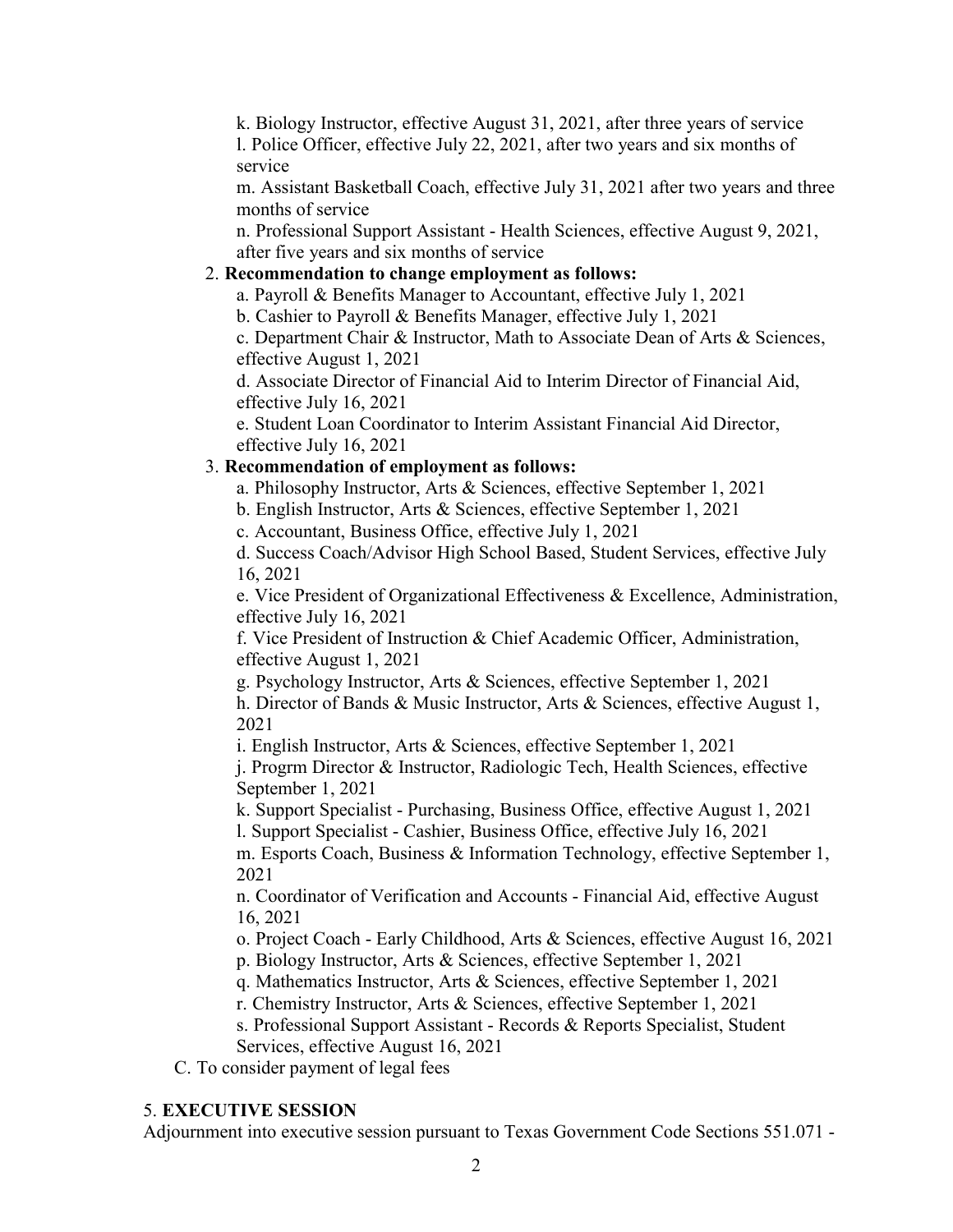k. Biology Instructor, effective August 31, 2021, after three years of service

l. Police Officer, effective July 22, 2021, after two years and six months of service

m. Assistant Basketball Coach, effective July 31, 2021 after two years and three months of service

n. Professional Support Assistant - Health Sciences, effective August 9, 2021, after five years and six months of service

2. **Recommendation to change employment as follows:**

   a. Payroll & Benefits Manager to Accountant, effective July 1, 2021

   b. Cashier to Payroll & Benefits Manager, effective July 1, 2021

   c. Department Chair & Instructor, Math to Associate Dean of Arts & Sciences, effective August 1, 2021

   d. Associate Director of Financial Aid to Interim Director of Financial Aid, effective July 16, 2021

   e. Student Loan Coordinator to Interim Assistant Financial Aid Director, effective July 16, 2021

3. **Recommendation of employment as follows:**

   a. Philosophy Instructor, Arts & Sciences, effective September 1, 2021

   b. English Instructor, Arts & Sciences, effective September 1, 2021

   c. Accountant, Business Office, effective July 1, 2021

   d. Success Coach/Advisor High School Based, Student Services, effective July 16, 2021

   e. Vice President of Organizational Effectiveness & Excellence, Administration, effective July 16, 2021

   f. Vice President of Instruction & Chief Academic Officer, Administration, effective August 1, 2021

   g. Psychology Instructor, Arts & Sciences, effective September 1, 2021

   h. Director of Bands & Music Instructor, Arts & Sciences, effective August 1, 2021

   i. English Instructor, Arts & Sciences, effective September 1, 2021

   j. Progrm Director & Instructor, Radiologic Tech, Health Sciences, effective September 1, 2021

   k. Support Specialist - Purchasing, Business Office, effective August 1, 2021

   l. Support Specialist - Cashier, Business Office, effective July 16, 2021

   m. Esports Coach, Business & Information Technology, effective September 1, 2021

   n. Coordinator of Verification and Accounts - Financial Aid, effective August 16, 2021

   o. Project Coach - Early Childhood, Arts & Sciences, effective August 16, 2021

   p. Biology Instructor, Arts & Sciences, effective September 1, 2021

   q. Mathematics Instructor, Arts & Sciences, effective September 1, 2021

   r. Chemistry Instructor, Arts & Sciences, effective September 1, 2021

   s. Professional Support Assistant - Records & Reports Specialist, Student Services, effective August 16, 2021

C. To consider payment of legal fees

5. **EXECUTIVE SESSION**

Adjournment into executive session pursuant to Texas Government Code Sections 551.071 -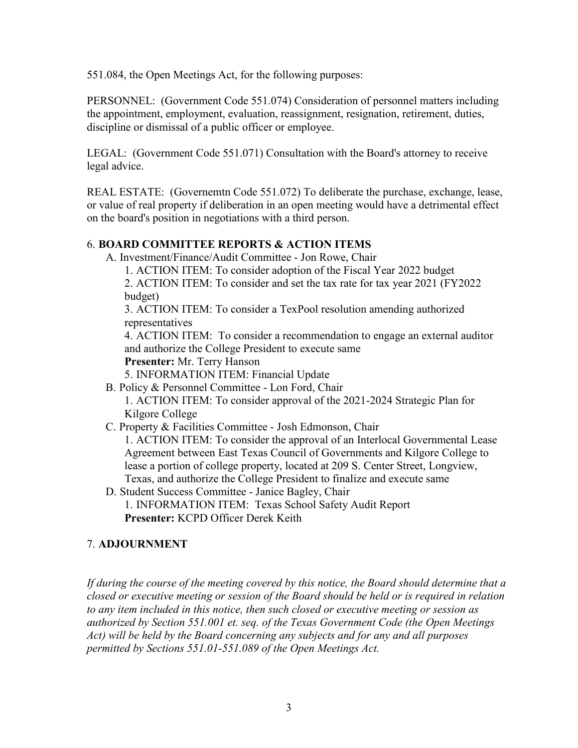551.084, the Open Meetings Act, for the following purposes:

PERSONNEL: (Government Code 551.074) Consideration of personnel matters including the appointment, employment, evaluation, reassignment, resignation, retirement, duties, discipline or dismissal of a public officer or employee.

LEGAL: (Government Code 551.071) Consultation with the Board's attorney to receive legal advice.

REAL ESTATE: (Governemtn Code 551.072) To deliberate the purchase, exchange, lease, or value of real property if deliberation in an open meeting would have a detrimental effect on the board's position in negotiations with a third person.

6. **BOARD COMMITTEE REPORTS & ACTION ITEMS**

A. Investment/Finance/Audit Committee - Jon Rowe, Chair

1. ACTION ITEM: To consider adoption of the Fiscal Year 2022 budget
2. ACTION ITEM: To consider and set the tax rate for tax year 2021 (FY2022 budget)
3. ACTION ITEM: To consider a TexPool resolution amending authorized representatives
4. ACTION ITEM: To consider a recommendation to engage an external auditor and authorize the College President to execute same
   **Presenter:** Mr. Terry Hanson
5. INFORMATION ITEM: Financial Update

B. Policy & Personnel Committee - Lon Ford, Chair

1. ACTION ITEM: To consider approval of the 2021-2024 Strategic Plan for Kilgore College

C. Property & Facilities Committee - Josh Edmonson, Chair

1. ACTION ITEM: To consider the approval of an Interlocal Governmental Lease Agreement between East Texas Council of Governments and Kilgore College to lease a portion of college property, located at 209 S. Center Street, Longview, Texas, and authorize the College President to finalize and execute same

D. Student Success Committee - Janice Bagley, Chair

1. INFORMATION ITEM: Texas School Safety Audit Report
   **Presenter:** KCPD Officer Derek Keith

7. **ADJOURNMENT**

*If during the course of the meeting covered by this notice, the Board should determine that a closed or executive meeting or session of the Board should be held or is required in relation to any item included in this notice, then such closed or executive meeting or session as authorized by Section 551.001 et. seq. of the Texas Government Code (the Open Meetings Act) will be held by the Board concerning any subjects and for any and all purposes permitted by Sections 551.01-551.089 of the Open Meetings Act.*